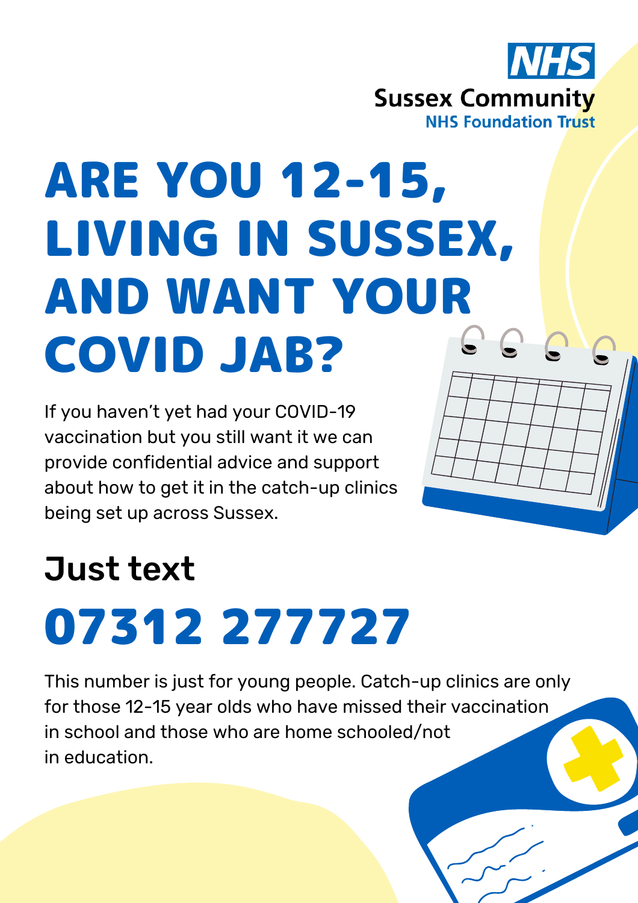NHS
Sussex Community
NHS Foundation Trust

# ARE YOU 12-15, LIVING IN SUSSEX, AND WANT YOUR COVID JAB?

If you haven't yet had your COVID-19 vaccination but you still want it we can provide confidential advice and support about how to get it in the catch-up clinics being set up across Sussex.

## Just text

# 07312 277727

This number is just for young people. Catch-up clinics are only for those 12-15 year olds who have missed their vaccination in school and those who are home schooled/not in education.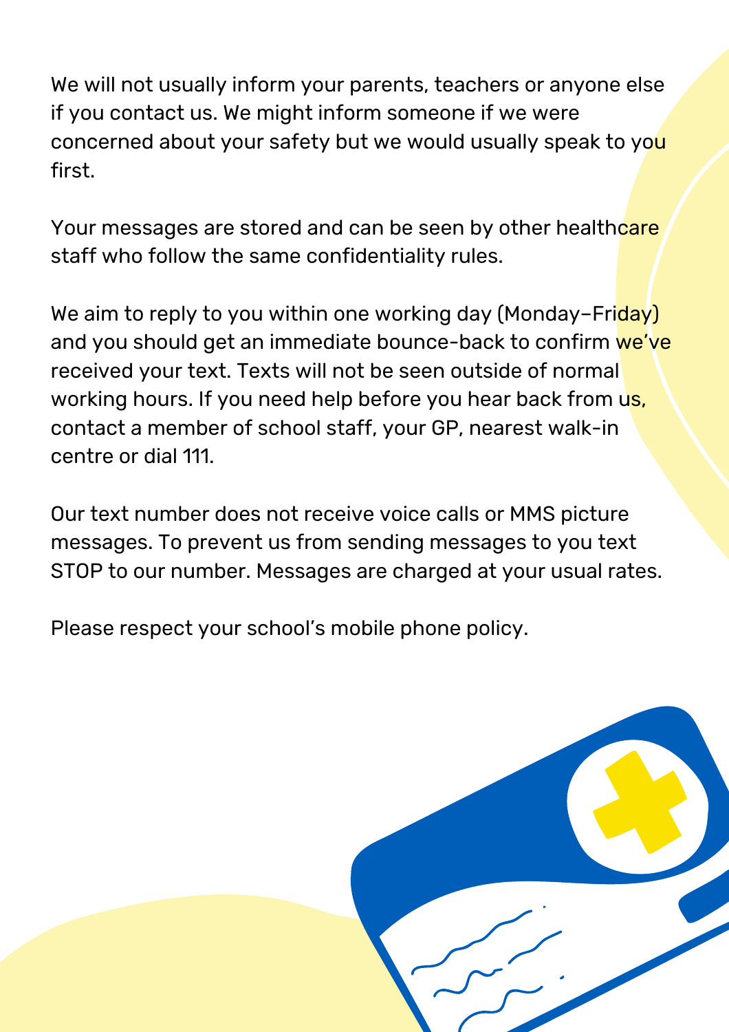We will not usually inform your parents, teachers or anyone else if you contact us. We might inform someone if we were concerned about your safety but we would usually speak to you first.

Your messages are stored and can be seen by other healthcare staff who follow the same confidentiality rules.

We aim to reply to you within one working day (Monday–Friday) and you should get an immediate bounce-back to confirm we've received your text. Texts will not be seen outside of normal working hours. If you need help before you hear back from us, contact a member of school staff, your GP, nearest walk-in centre or dial 111.

Our text number does not receive voice calls or MMS picture messages. To prevent us from sending messages to you text STOP to our number. Messages are charged at your usual rates.

Please respect your school's mobile phone policy.